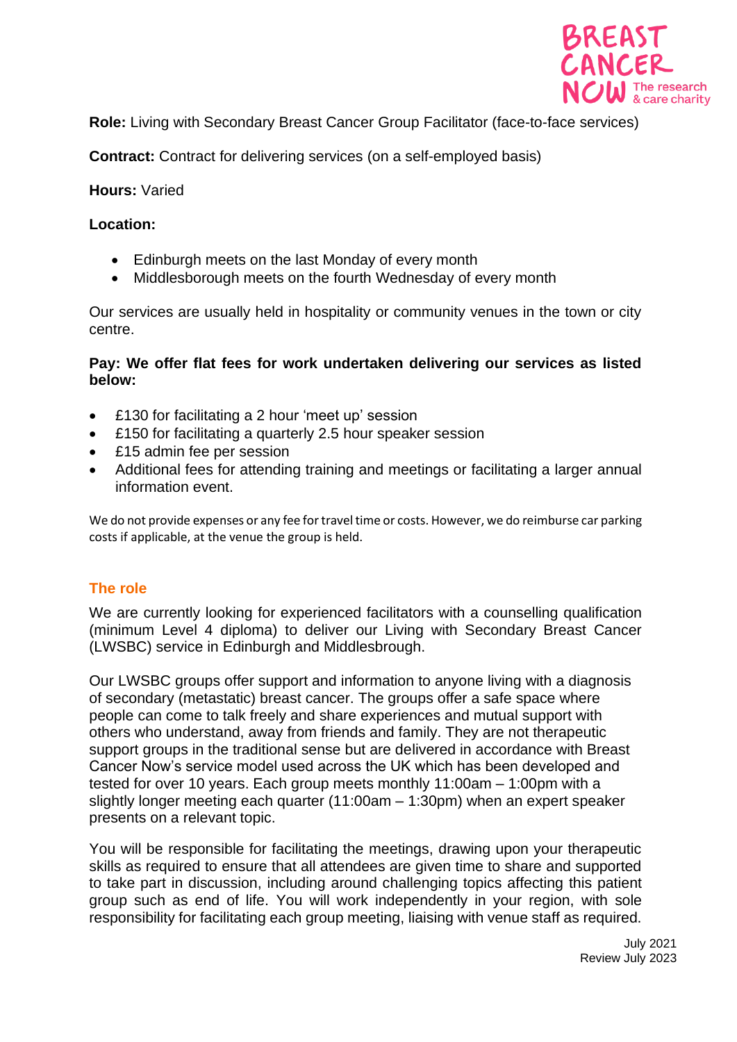**Role:** Living with Secondary Breast Cancer Group Facilitator (face-to-face services)

**Contract:** Contract for delivering services (on a self-employed basis)

**Hours:** Varied

**Location:**

- Edinburgh meets on the last Monday of every month
- Middlesborough meets on the fourth Wednesday of every month

Our services are usually held in hospitality or community venues in the town or city centre.

**Pay: We offer flat fees for work undertaken delivering our services as listed below:**

- £130 for facilitating a 2 hour 'meet up' session
- £150 for facilitating a quarterly 2.5 hour speaker session
- £15 admin fee per session
- Additional fees for attending training and meetings or facilitating a larger annual information event.

We do not provide expenses or any fee for travel time or costs. However, we do reimburse car parking costs if applicable, at the venue the group is held.

## The role

We are currently looking for experienced facilitators with a counselling qualification (minimum Level 4 diploma) to deliver our Living with Secondary Breast Cancer (LWSBC) service in Edinburgh and Middlesbrough.

Our LWSBC groups offer support and information to anyone living with a diagnosis of secondary (metastatic) breast cancer. The groups offer a safe space where people can come to talk freely and share experiences and mutual support with others who understand, away from friends and family. They are not therapeutic support groups in the traditional sense but are delivered in accordance with Breast Cancer Now's service model used across the UK which has been developed and tested for over 10 years. Each group meets monthly 11:00am – 1:00pm with a slightly longer meeting each quarter (11:00am – 1:30pm) when an expert speaker presents on a relevant topic.

You will be responsible for facilitating the meetings, drawing upon your therapeutic skills as required to ensure that all attendees are given time to share and supported to take part in discussion, including around challenging topics affecting this patient group such as end of life. You will work independently in your region, with sole responsibility for facilitating each group meeting, liaising with venue staff as required.

July 2021
Review July 2023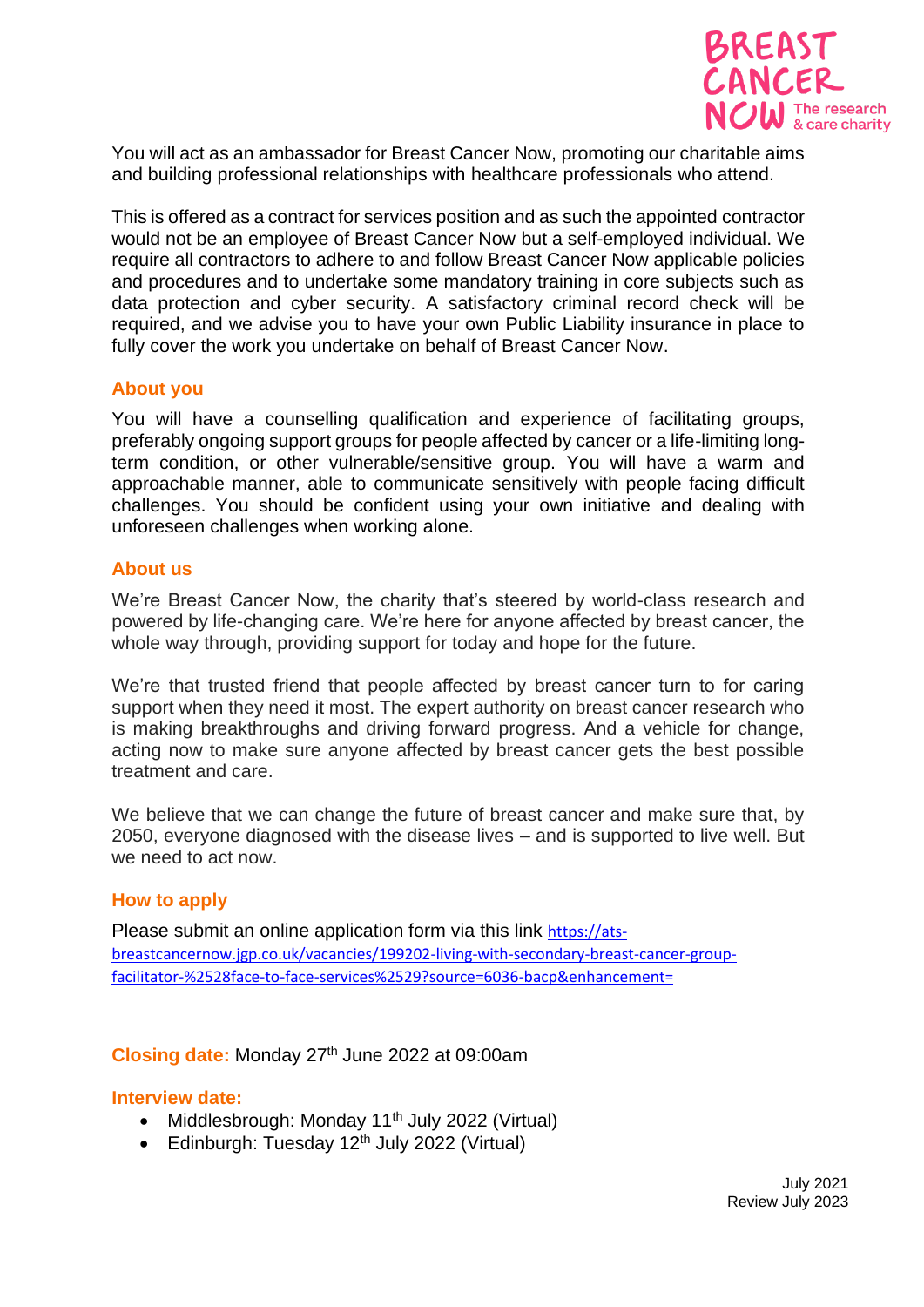You will act as an ambassador for Breast Cancer Now, promoting our charitable aims and building professional relationships with healthcare professionals who attend.

This is offered as a contract for services position and as such the appointed contractor would not be an employee of Breast Cancer Now but a self-employed individual. We require all contractors to adhere to and follow Breast Cancer Now applicable policies and procedures and to undertake some mandatory training in core subjects such as data protection and cyber security. A satisfactory criminal record check will be required, and we advise you to have your own Public Liability insurance in place to fully cover the work you undertake on behalf of Breast Cancer Now.

## About you

You will have a counselling qualification and experience of facilitating groups, preferably ongoing support groups for people affected by cancer or a life-limiting long-term condition, or other vulnerable/sensitive group. You will have a warm and approachable manner, able to communicate sensitively with people facing difficult challenges. You should be confident using your own initiative and dealing with unforeseen challenges when working alone.

## About us

We're Breast Cancer Now, the charity that's steered by world-class research and powered by life-changing care. We're here for anyone affected by breast cancer, the whole way through, providing support for today and hope for the future.

We're that trusted friend that people affected by breast cancer turn to for caring support when they need it most. The expert authority on breast cancer research who is making breakthroughs and driving forward progress. And a vehicle for change, acting now to make sure anyone affected by breast cancer gets the best possible treatment and care.

We believe that we can change the future of breast cancer and make sure that, by 2050, everyone diagnosed with the disease lives – and is supported to live well. But we need to act now.

## How to apply

Please submit an online application form via this link https://ats-breastcancernow.jgp.co.uk/vacancies/199202-living-with-secondary-breast-cancer-group-facilitator-%2528face-to-face-services%2529?source=6036-bacp&enhancement=

**Closing date:** Monday 27th June 2022 at 09:00am

**Interview date:**

- Middlesbrough: Monday 11th July 2022 (Virtual)
- Edinburgh: Tuesday 12th July 2022 (Virtual)

July 2021
Review July 2023